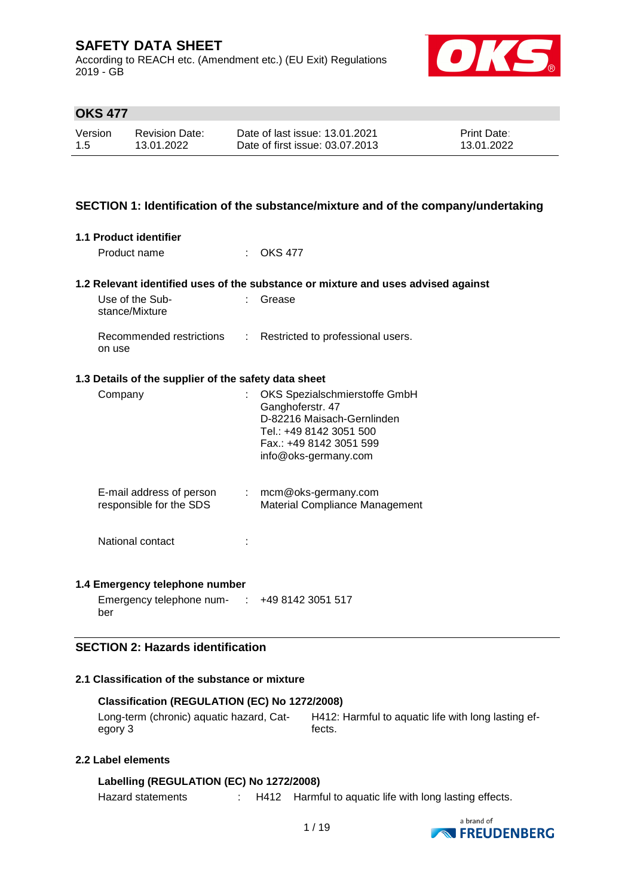# SAFETY DATA SHEET

According to REACH etc. (Amendment etc.) (EU Exit) Regulations 2019 - GB

## OKS 477

| Version | Revision Date: | Date of last issue: 13.01.2021 | Print Date: |
|---|---|---|---|
| 1.5 | 13.01.2022 | Date of first issue: 03.07.2013 | 13.01.2022 |

## SECTION 1: Identification of the substance/mixture and of the company/undertaking

### 1.1 Product identifier

Product name : OKS 477

### 1.2 Relevant identified uses of the substance or mixture and uses advised against

Use of the Substance/Mixture : Grease

Recommended restrictions on use : Restricted to professional users.

### 1.3 Details of the supplier of the safety data sheet

Company : OKS Spezialschmierstoffe GmbH
Ganghoferstr. 47
D-82216 Maisach-Gernlinden
Tel.: +49 8142 3051 500
Fax.: +49 8142 3051 599
info@oks-germany.com

E-mail address of person responsible for the SDS : mcm@oks-germany.com
Material Compliance Management

National contact :

### 1.4 Emergency telephone number

Emergency telephone number : +49 8142 3051 517

## SECTION 2: Hazards identification

### 2.1 Classification of the substance or mixture

**Classification (REGULATION (EC) No 1272/2008)**

Long-term (chronic) aquatic hazard, Category 3 — H412: Harmful to aquatic life with long lasting effects.

### 2.2 Label elements

**Labelling (REGULATION (EC) No 1272/2008)**

Hazard statements : H412 Harmful to aquatic life with long lasting effects.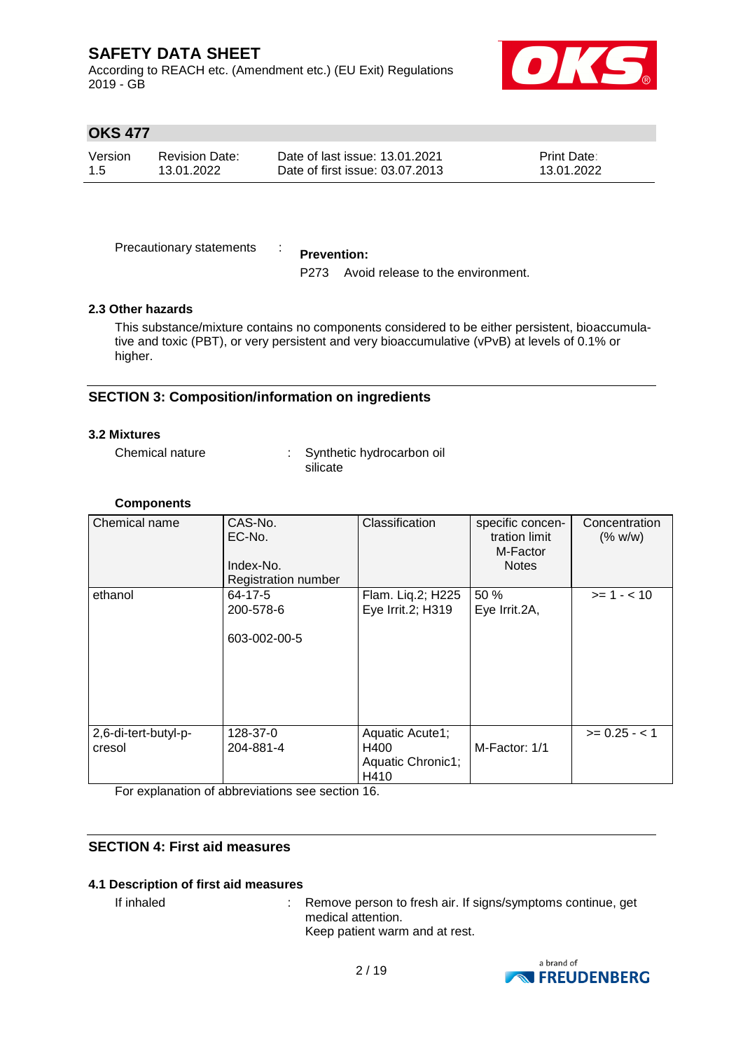Precautionary statements : **Prevention:**

P273 Avoid release to the environment.

### 2.3 Other hazards

This substance/mixture contains no components considered to be either persistent, bioaccumulative and toxic (PBT), or very persistent and very bioaccumulative (vPvB) at levels of 0.1% or higher.

## SECTION 3: Composition/information on ingredients

### 3.2 Mixtures

Chemical nature : Synthetic hydrocarbon oil silicate

**Components**

| Chemical name | CAS-No.<br>EC-No.<br>Index-No.<br>Registration number | Classification | specific concentration limit<br>M-Factor<br>Notes | Concentration (% w/w) |
|---|---|---|---|---|
| ethanol | 64-17-5<br>200-578-6<br>603-002-00-5 | Flam. Liq.2; H225<br>Eye Irrit.2; H319 | 50 %<br>Eye Irrit.2A, | >= 1 - < 10 |
| 2,6-di-tert-butyl-p-cresol | 128-37-0<br>204-881-4 | Aquatic Acute1; H400<br>Aquatic Chronic1; H410 | M-Factor: 1/1 | >= 0.25 - < 1 |

For explanation of abbreviations see section 16.

## SECTION 4: First aid measures

### 4.1 Description of first aid measures

If inhaled : Remove person to fresh air. If signs/symptoms continue, get medical attention.
Keep patient warm and at rest.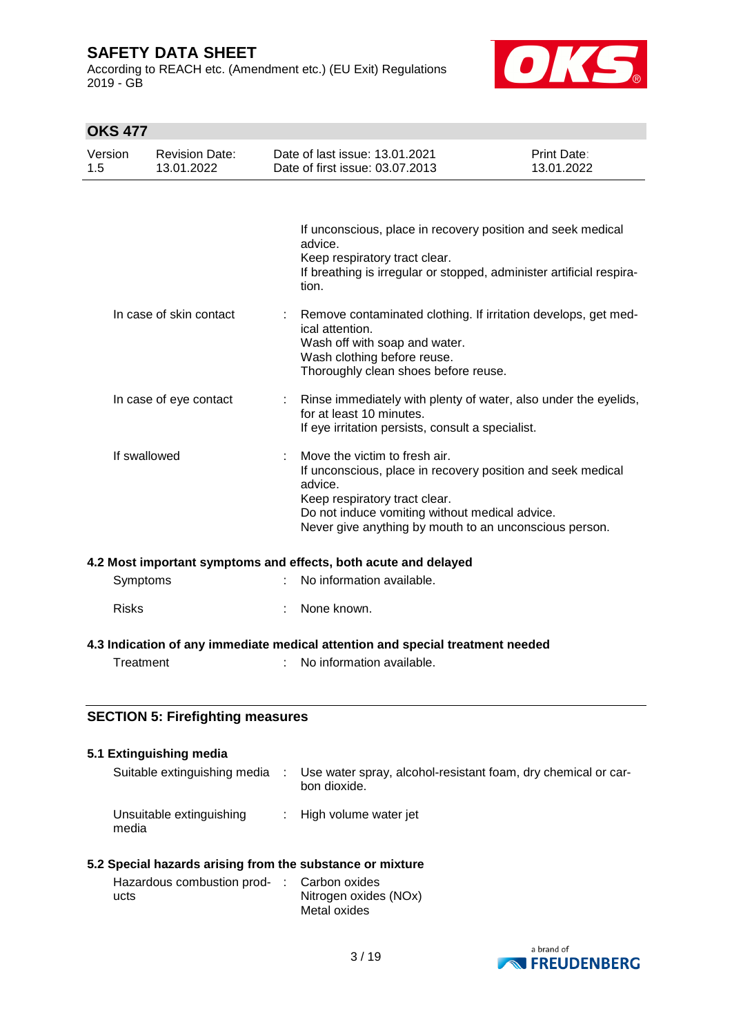If unconscious, place in recovery position and seek medical advice.
Keep respiratory tract clear.
If breathing is irregular or stopped, administer artificial respiration.

| | | |
|---|---|---|
| In case of skin contact | : | Remove contaminated clothing. If irritation develops, get medical attention.<br>Wash off with soap and water.<br>Wash clothing before reuse.<br>Thoroughly clean shoes before reuse. |
| In case of eye contact | : | Rinse immediately with plenty of water, also under the eyelids, for at least 10 minutes.<br>If eye irritation persists, consult a specialist. |
| If swallowed | : | Move the victim to fresh air.<br>If unconscious, place in recovery position and seek medical advice.<br>Keep respiratory tract clear.<br>Do not induce vomiting without medical advice.<br>Never give anything by mouth to an unconscious person. |

### 4.2 Most important symptoms and effects, both acute and delayed

| | | |
|---|---|---|
| Symptoms | : | No information available. |
| Risks | : | None known. |

### 4.3 Indication of any immediate medical attention and special treatment needed

| | | |
|---|---|---|
| Treatment | : | No information available. |

## SECTION 5: Firefighting measures

### 5.1 Extinguishing media

| | | |
|---|---|---|
| Suitable extinguishing media | : | Use water spray, alcohol-resistant foam, dry chemical or carbon dioxide. |
| Unsuitable extinguishing media | : | High volume water jet |

### 5.2 Special hazards arising from the substance or mixture

| | | |
|---|---|---|
| Hazardous combustion products | : | Carbon oxides<br>Nitrogen oxides (NOx)<br>Metal oxides |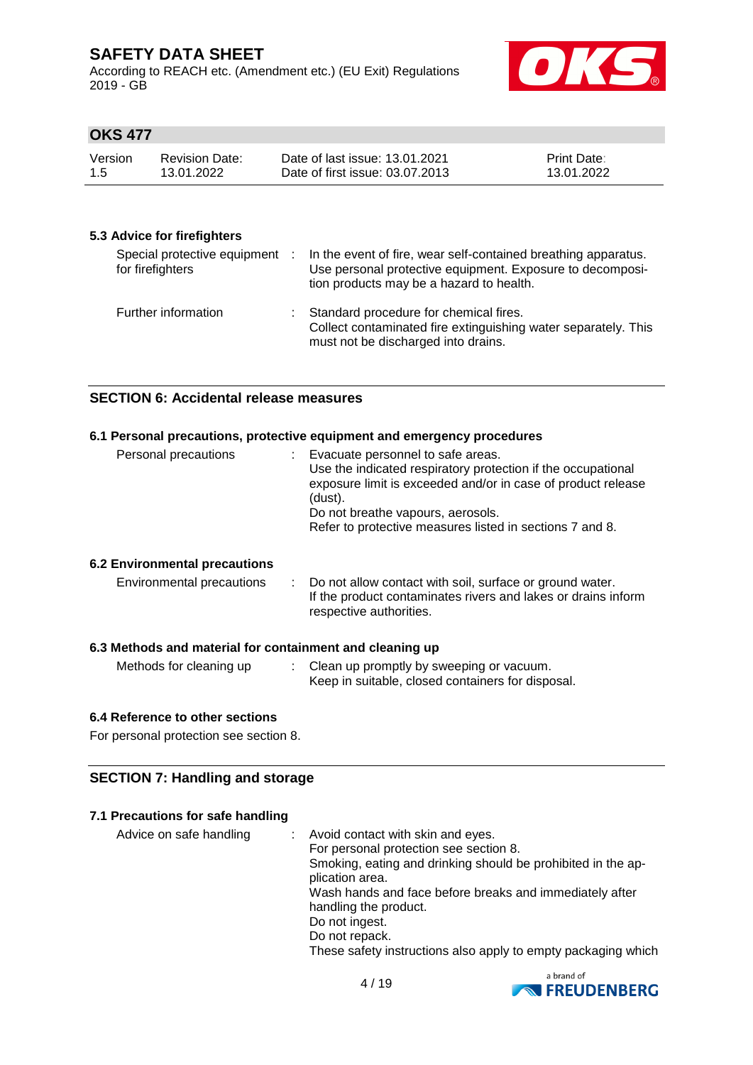### 5.3 Advice for firefighters

| | | |
|---|---|---|
| Special protective equipment for firefighters | : | In the event of fire, wear self-contained breathing apparatus. Use personal protective equipment. Exposure to decomposition products may be a hazard to health. |
| Further information | : | Standard procedure for chemical fires.<br>Collect contaminated fire extinguishing water separately. This must not be discharged into drains. |

## SECTION 6: Accidental release measures

### 6.1 Personal precautions, protective equipment and emergency procedures

| | | |
|---|---|---|
| Personal precautions | : | Evacuate personnel to safe areas.<br>Use the indicated respiratory protection if the occupational exposure limit is exceeded and/or in case of product release (dust).<br>Do not breathe vapours, aerosols.<br>Refer to protective measures listed in sections 7 and 8. |

### 6.2 Environmental precautions

| | | |
|---|---|---|
| Environmental precautions | : | Do not allow contact with soil, surface or ground water.<br>If the product contaminates rivers and lakes or drains inform respective authorities. |

### 6.3 Methods and material for containment and cleaning up

| | | |
|---|---|---|
| Methods for cleaning up | : | Clean up promptly by sweeping or vacuum.<br>Keep in suitable, closed containers for disposal. |

### 6.4 Reference to other sections

For personal protection see section 8.

## SECTION 7: Handling and storage

### 7.1 Precautions for safe handling

| | | |
|---|---|---|
| Advice on safe handling | : | Avoid contact with skin and eyes.<br>For personal protection see section 8.<br>Smoking, eating and drinking should be prohibited in the application area.<br>Wash hands and face before breaks and immediately after handling the product.<br>Do not ingest.<br>Do not repack.<br>These safety instructions also apply to empty packaging which |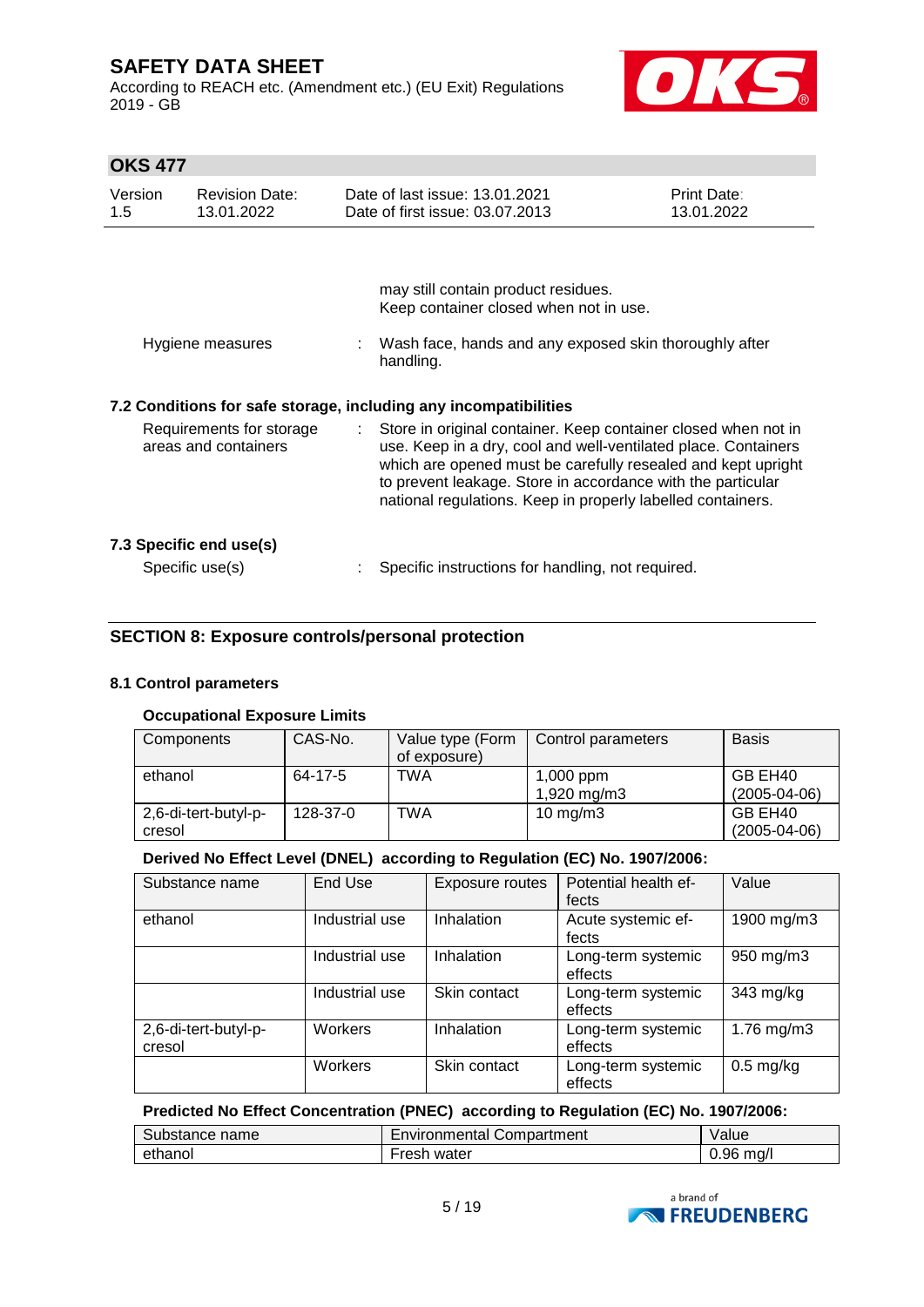may still contain product residues.
Keep container closed when not in use.

Hygiene measures : Wash face, hands and any exposed skin thoroughly after handling.

**7.2 Conditions for safe storage, including any incompatibilities**

Requirements for storage areas and containers : Store in original container. Keep container closed when not in use. Keep in a dry, cool and well-ventilated place. Containers which are opened must be carefully resealed and kept upright to prevent leakage. Store in accordance with the particular national regulations. Keep in properly labelled containers.

**7.3 Specific end use(s)**

Specific use(s) : Specific instructions for handling, not required.

## SECTION 8: Exposure controls/personal protection

### 8.1 Control parameters

**Occupational Exposure Limits**

| Components | CAS-No. | Value type (Form of exposure) | Control parameters | Basis |
|---|---|---|---|---|
| ethanol | 64-17-5 | TWA | 1,000 ppm<br>1,920 mg/m3 | GB EH40 (2005-04-06) |
| 2,6-di-tert-butyl-p-cresol | 128-37-0 | TWA | 10 mg/m3 | GB EH40 (2005-04-06) |

**Derived No Effect Level (DNEL) according to Regulation (EC) No. 1907/2006:**

| Substance name | End Use | Exposure routes | Potential health effects | Value |
|---|---|---|---|---|
| ethanol | Industrial use | Inhalation | Acute systemic effects | 1900 mg/m3 |
| | Industrial use | Inhalation | Long-term systemic effects | 950 mg/m3 |
| | Industrial use | Skin contact | Long-term systemic effects | 343 mg/kg |
| 2,6-di-tert-butyl-p-cresol | Workers | Inhalation | Long-term systemic effects | 1.76 mg/m3 |
| | Workers | Skin contact | Long-term systemic effects | 0.5 mg/kg |

**Predicted No Effect Concentration (PNEC) according to Regulation (EC) No. 1907/2006:**

| Substance name | Environmental Compartment | Value |
|---|---|---|
| ethanol | Fresh water | 0.96 mg/l |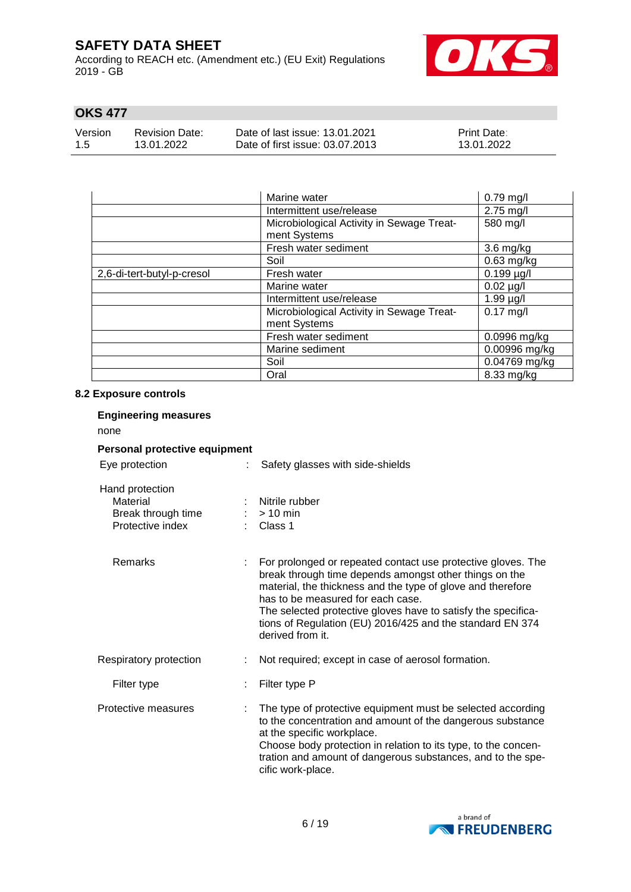| | | |
|---|---|---|
| | Marine water | 0.79 mg/l |
| | Intermittent use/release | 2.75 mg/l |
| | Microbiological Activity in Sewage Treatment Systems | 580 mg/l |
| | Fresh water sediment | 3.6 mg/kg |
| | Soil | 0.63 mg/kg |
| 2,6-di-tert-butyl-p-cresol | Fresh water | 0.199 µg/l |
| | Marine water | 0.02 µg/l |
| | Intermittent use/release | 1.99 µg/l |
| | Microbiological Activity in Sewage Treatment Systems | 0.17 mg/l |
| | Fresh water sediment | 0.0996 mg/kg |
| | Marine sediment | 0.00996 mg/kg |
| | Soil | 0.04769 mg/kg |
| | Oral | 8.33 mg/kg |

**8.2 Exposure controls**

**Engineering measures**

none

**Personal protective equipment**

Eye protection : Safety glasses with side-shields

Hand protection

- Material : Nitrile rubber
- Break through time : > 10 min
- Protective index : Class 1

Remarks : For prolonged or repeated contact use protective gloves. The break through time depends amongst other things on the material, the thickness and the type of glove and therefore has to be measured for each case.
The selected protective gloves have to satisfy the specifications of Regulation (EU) 2016/425 and the standard EN 374 derived from it.

Respiratory protection : Not required; except in case of aerosol formation.

Filter type : Filter type P

Protective measures : The type of protective equipment must be selected according to the concentration and amount of the dangerous substance at the specific workplace.
Choose body protection in relation to its type, to the concentration and amount of dangerous substances, and to the specific work-place.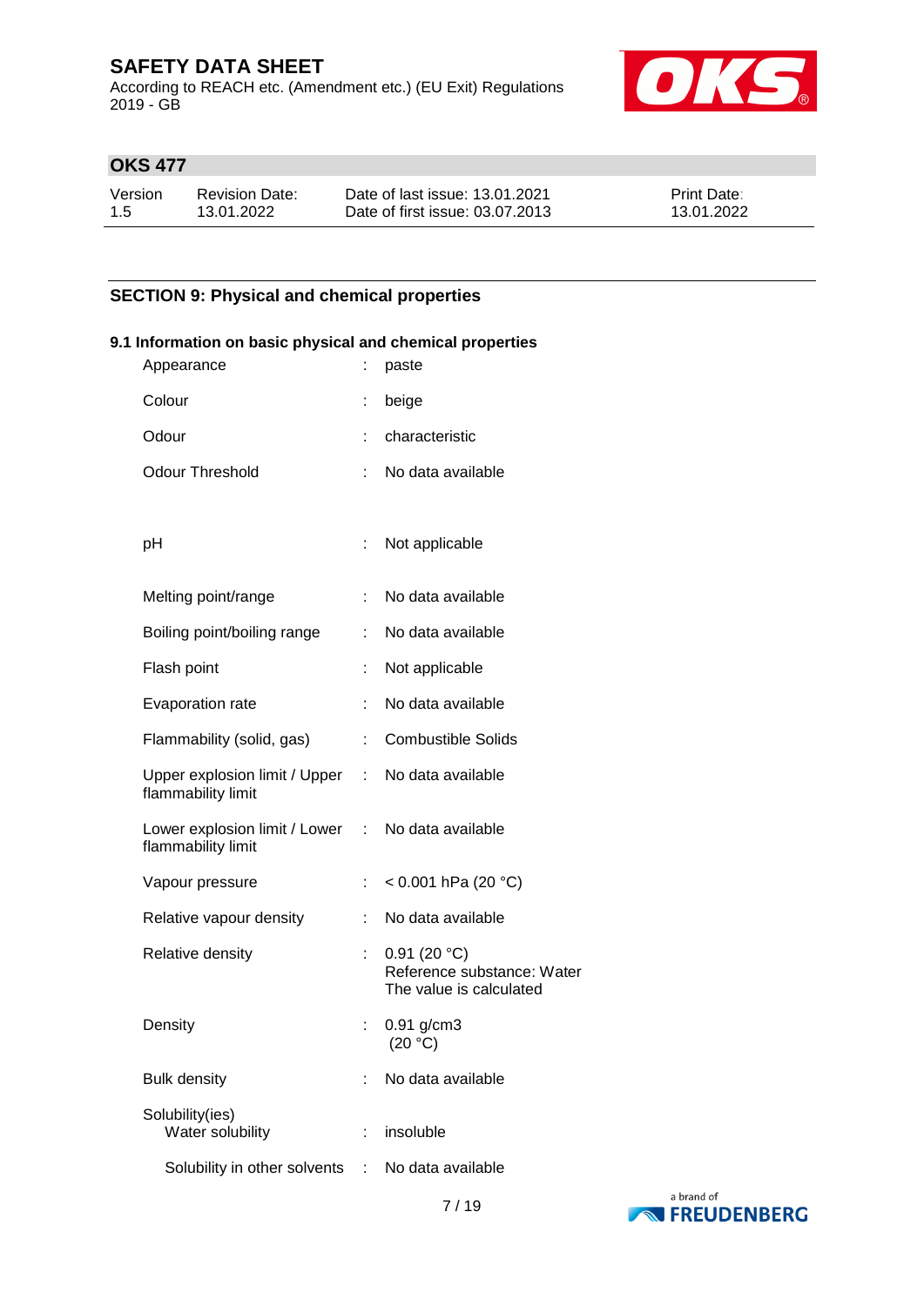## SECTION 9: Physical and chemical properties

### 9.1 Information on basic physical and chemical properties

| Property | Value |
|---|---|
| Appearance | paste |
| Colour | beige |
| Odour | characteristic |
| Odour Threshold | No data available |
| pH | Not applicable |
| Melting point/range | No data available |
| Boiling point/boiling range | No data available |
| Flash point | Not applicable |
| Evaporation rate | No data available |
| Flammability (solid, gas) | Combustible Solids |
| Upper explosion limit / Upper flammability limit | No data available |
| Lower explosion limit / Lower flammability limit | No data available |
| Vapour pressure | < 0.001 hPa (20 °C) |
| Relative vapour density | No data available |
| Relative density | 0.91 (20 °C)<br>Reference substance: Water<br>The value is calculated |
| Density | 0.91 g/cm3<br>(20 °C) |
| Bulk density | No data available |
| Solubility(ies) | |
| Water solubility | insoluble |
| Solubility in other solvents | No data available |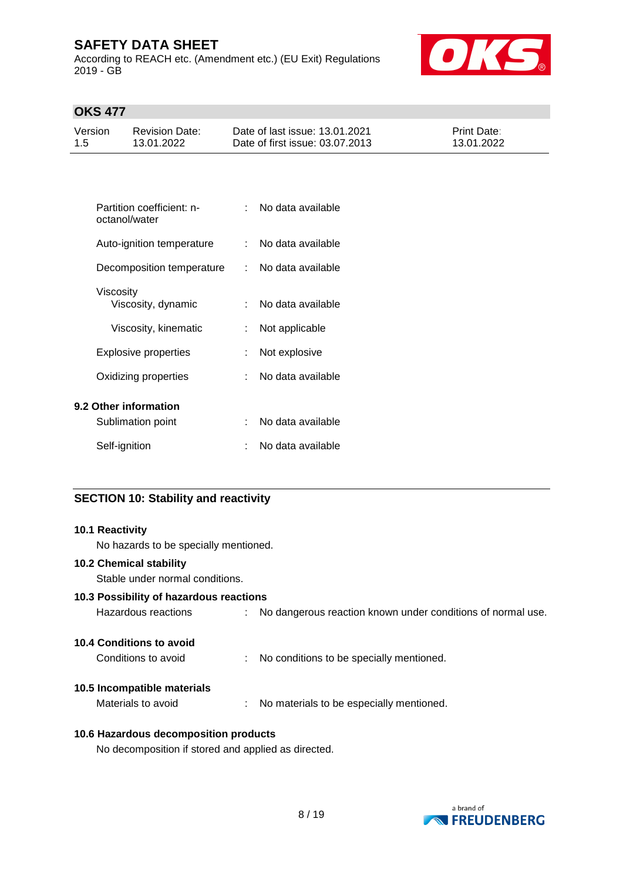| | | |
|---|---|---|
| Partition coefficient: n-octanol/water | : | No data available |
| Auto-ignition temperature | : | No data available |
| Decomposition temperature | : | No data available |
| Viscosity | | |
| Viscosity, dynamic | : | No data available |
| Viscosity, kinematic | : | Not applicable |
| Explosive properties | : | Not explosive |
| Oxidizing properties | : | No data available |

**9.2 Other information**

| | | |
|---|---|---|
| Sublimation point | : | No data available |
| Self-ignition | : | No data available |

## SECTION 10: Stability and reactivity

**10.1 Reactivity**

No hazards to be specially mentioned.

**10.2 Chemical stability**

Stable under normal conditions.

**10.3 Possibility of hazardous reactions**

Hazardous reactions : No dangerous reaction known under conditions of normal use.

**10.4 Conditions to avoid**

Conditions to avoid : No conditions to be specially mentioned.

**10.5 Incompatible materials**

Materials to avoid : No materials to be especially mentioned.

**10.6 Hazardous decomposition products**

No decomposition if stored and applied as directed.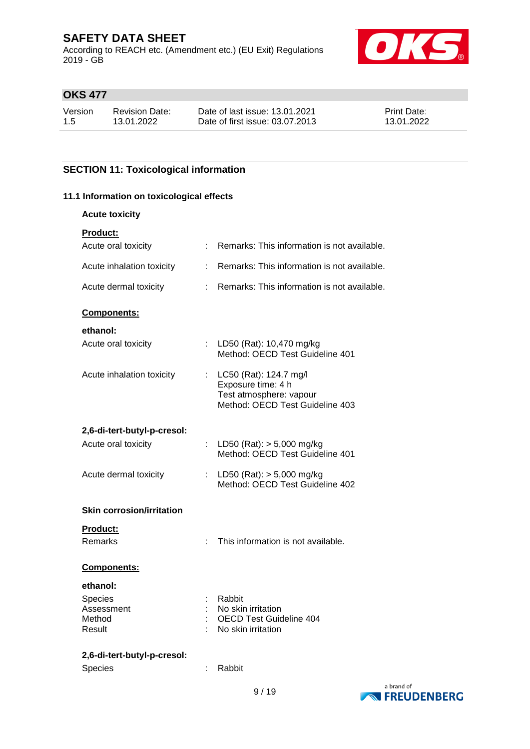## SECTION 11: Toxicological information

### 11.1 Information on toxicological effects

**Acute toxicity**

**Product:**

| | |
|---|---|
| Acute oral toxicity | : Remarks: This information is not available. |
| Acute inhalation toxicity | : Remarks: This information is not available. |
| Acute dermal toxicity | : Remarks: This information is not available. |

**Components:**

**ethanol:**

| | |
|---|---|
| Acute oral toxicity | : LD50 (Rat): 10,470 mg/kg<br>Method: OECD Test Guideline 401 |
| Acute inhalation toxicity | : LC50 (Rat): 124.7 mg/l<br>Exposure time: 4 h<br>Test atmosphere: vapour<br>Method: OECD Test Guideline 403 |

**2,6-di-tert-butyl-p-cresol:**

| | |
|---|---|
| Acute oral toxicity | : LD50 (Rat): > 5,000 mg/kg<br>Method: OECD Test Guideline 401 |
| Acute dermal toxicity | : LD50 (Rat): > 5,000 mg/kg<br>Method: OECD Test Guideline 402 |

**Skin corrosion/irritation**

**Product:**

| | |
|---|---|
| Remarks | : This information is not available. |

**Components:**

**ethanol:**

| | |
|---|---|
| Species | : Rabbit |
| Assessment | : No skin irritation |
| Method | : OECD Test Guideline 404 |
| Result | : No skin irritation |

**2,6-di-tert-butyl-p-cresol:**

| | |
|---|---|
| Species | : Rabbit |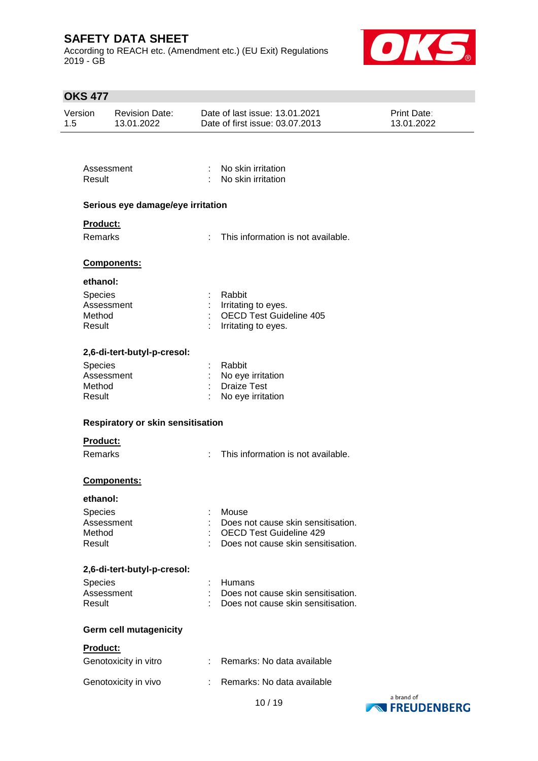| | | |
|---|---|---|
| Assessment | : | No skin irritation |
| Result | : | No skin irritation |

**Serious eye damage/eye irritation**

**Product:**

| | | |
|---|---|---|
| Remarks | : | This information is not available. |

**Components:**

**ethanol:**

| | | |
|---|---|---|
| Species | : | Rabbit |
| Assessment | : | Irritating to eyes. |
| Method | : | OECD Test Guideline 405 |
| Result | : | Irritating to eyes. |

**2,6-di-tert-butyl-p-cresol:**

| | | |
|---|---|---|
| Species | : | Rabbit |
| Assessment | : | No eye irritation |
| Method | : | Draize Test |
| Result | : | No eye irritation |

**Respiratory or skin sensitisation**

**Product:**

| | | |
|---|---|---|
| Remarks | : | This information is not available. |

**Components:**

**ethanol:**

| | | |
|---|---|---|
| Species | : | Mouse |
| Assessment | : | Does not cause skin sensitisation. |
| Method | : | OECD Test Guideline 429 |
| Result | : | Does not cause skin sensitisation. |

**2,6-di-tert-butyl-p-cresol:**

| | | |
|---|---|---|
| Species | : | Humans |
| Assessment | : | Does not cause skin sensitisation. |
| Result | : | Does not cause skin sensitisation. |

**Germ cell mutagenicity**

**Product:**

| | | |
|---|---|---|
| Genotoxicity in vitro | : | Remarks: No data available |
| Genotoxicity in vivo | : | Remarks: No data available |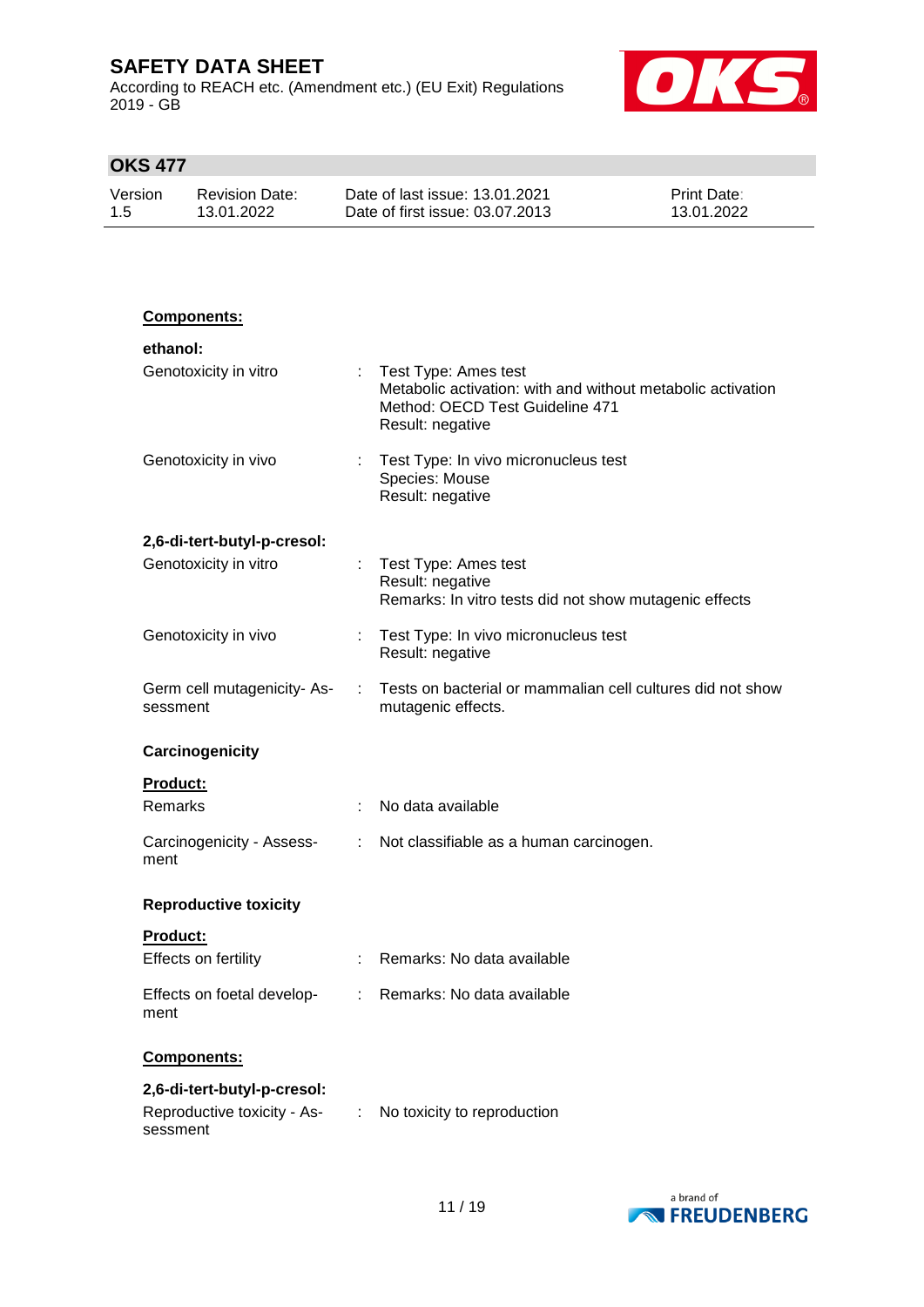**Components:**

**ethanol:**

Genotoxicity in vitro : Test Type: Ames test
Metabolic activation: with and without metabolic activation
Method: OECD Test Guideline 471
Result: negative

Genotoxicity in vivo : Test Type: In vivo micronucleus test
Species: Mouse
Result: negative

**2,6-di-tert-butyl-p-cresol:**

Genotoxicity in vitro : Test Type: Ames test
Result: negative
Remarks: In vitro tests did not show mutagenic effects

Genotoxicity in vivo : Test Type: In vivo micronucleus test
Result: negative

Germ cell mutagenicity- Assessment : Tests on bacterial or mammalian cell cultures did not show mutagenic effects.

**Carcinogenicity**

**Product:**

Remarks : No data available

Carcinogenicity - Assessment : Not classifiable as a human carcinogen.

**Reproductive toxicity**

**Product:**

Effects on fertility : Remarks: No data available

Effects on foetal development : Remarks: No data available

**Components:**

**2,6-di-tert-butyl-p-cresol:**

Reproductive toxicity - Assessment : No toxicity to reproduction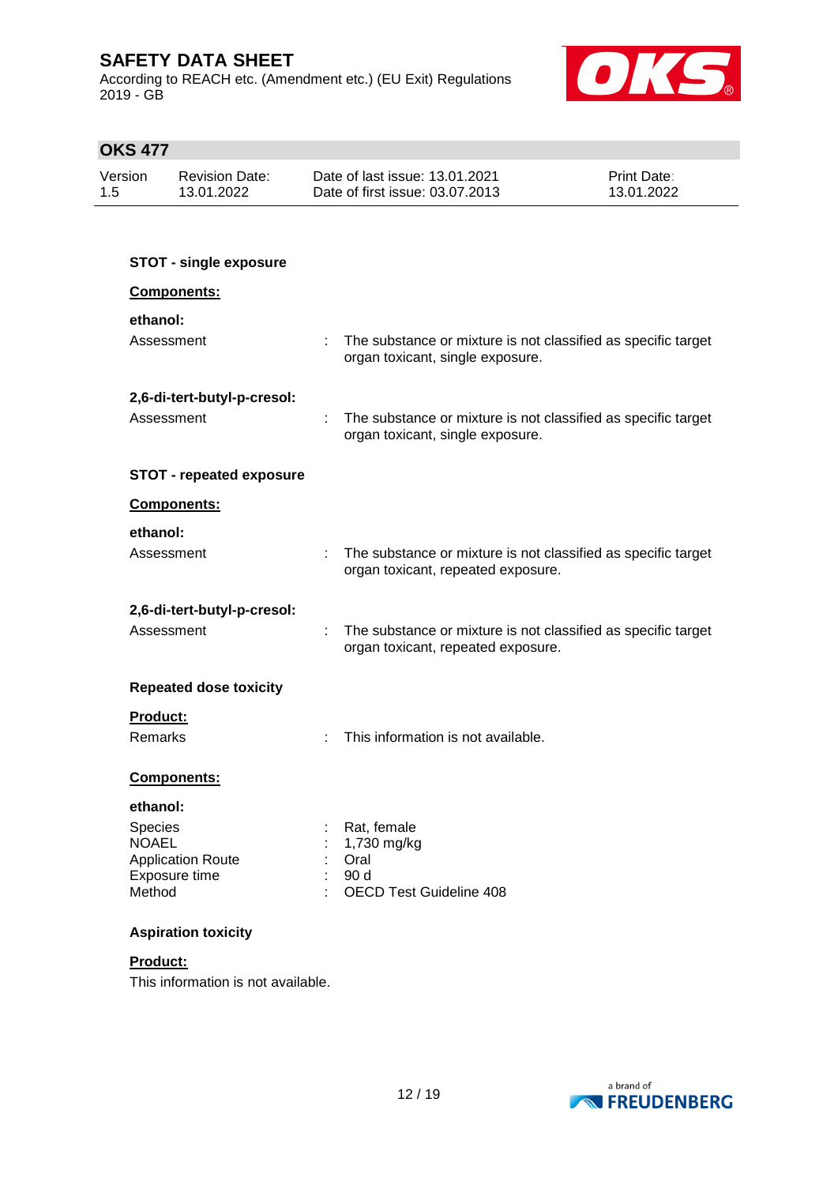**STOT - single exposure**

**Components:**

**ethanol:**

| | | |
|---|---|---|
| Assessment | : | The substance or mixture is not classified as specific target organ toxicant, single exposure. |

**2,6-di-tert-butyl-p-cresol:**

| | | |
|---|---|---|
| Assessment | : | The substance or mixture is not classified as specific target organ toxicant, single exposure. |

**STOT - repeated exposure**

**Components:**

**ethanol:**

| | | |
|---|---|---|
| Assessment | : | The substance or mixture is not classified as specific target organ toxicant, repeated exposure. |

**2,6-di-tert-butyl-p-cresol:**

| | | |
|---|---|---|
| Assessment | : | The substance or mixture is not classified as specific target organ toxicant, repeated exposure. |

**Repeated dose toxicity**

**Product:**

| | | |
|---|---|---|
| Remarks | : | This information is not available. |

**Components:**

**ethanol:**

| | | |
|---|---|---|
| Species | : | Rat, female |
| NOAEL | : | 1,730 mg/kg |
| Application Route | : | Oral |
| Exposure time | : | 90 d |
| Method | : | OECD Test Guideline 408 |

**Aspiration toxicity**

**Product:**

This information is not available.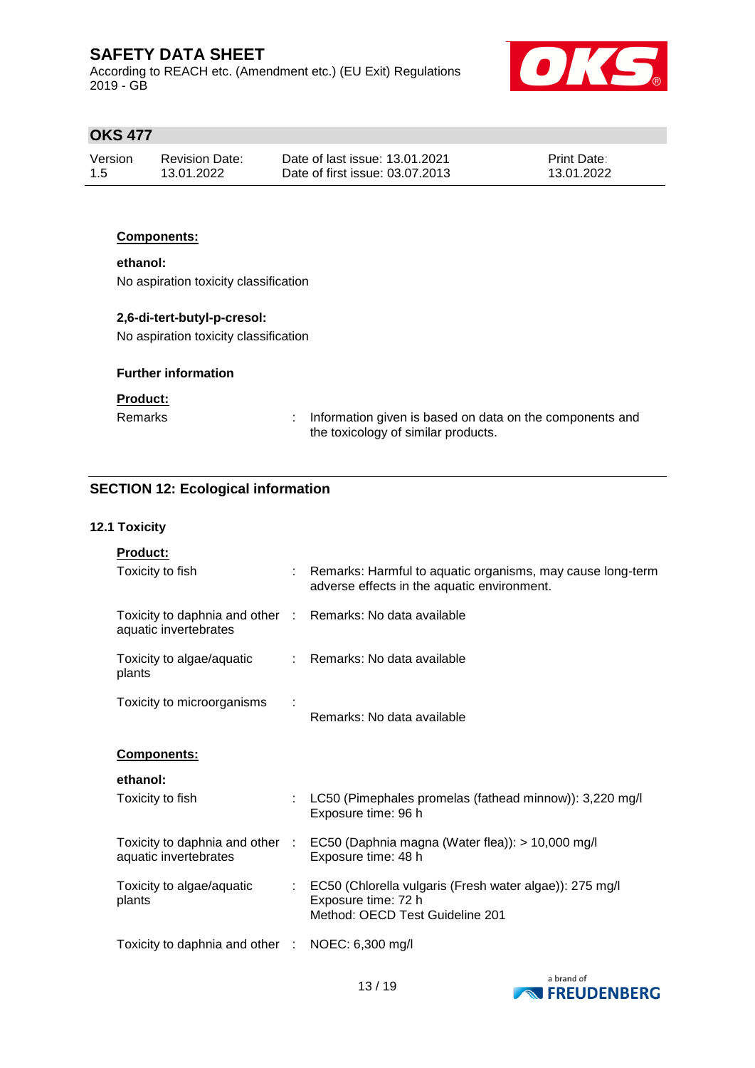**Components:**

**ethanol:**

No aspiration toxicity classification

**2,6-di-tert-butyl-p-cresol:**

No aspiration toxicity classification

**Further information**

**Product:**

| | | |
|---|---|---|
| Remarks | : | Information given is based on data on the components and the toxicology of similar products. |

## SECTION 12: Ecological information

### 12.1 Toxicity

**Product:**

| | | |
|---|---|---|
| Toxicity to fish | : | Remarks: Harmful to aquatic organisms, may cause long-term adverse effects in the aquatic environment. |
| Toxicity to daphnia and other aquatic invertebrates | : | Remarks: No data available |
| Toxicity to algae/aquatic plants | : | Remarks: No data available |
| Toxicity to microorganisms | : | Remarks: No data available |

**Components:**

**ethanol:**

| | | |
|---|---|---|
| Toxicity to fish | : | LC50 (Pimephales promelas (fathead minnow)): 3,220 mg/l<br>Exposure time: 96 h |
| Toxicity to daphnia and other aquatic invertebrates | : | EC50 (Daphnia magna (Water flea)): > 10,000 mg/l<br>Exposure time: 48 h |
| Toxicity to algae/aquatic plants | : | EC50 (Chlorella vulgaris (Fresh water algae)): 275 mg/l<br>Exposure time: 72 h<br>Method: OECD Test Guideline 201 |
| Toxicity to daphnia and other | : | NOEC: 6,300 mg/l |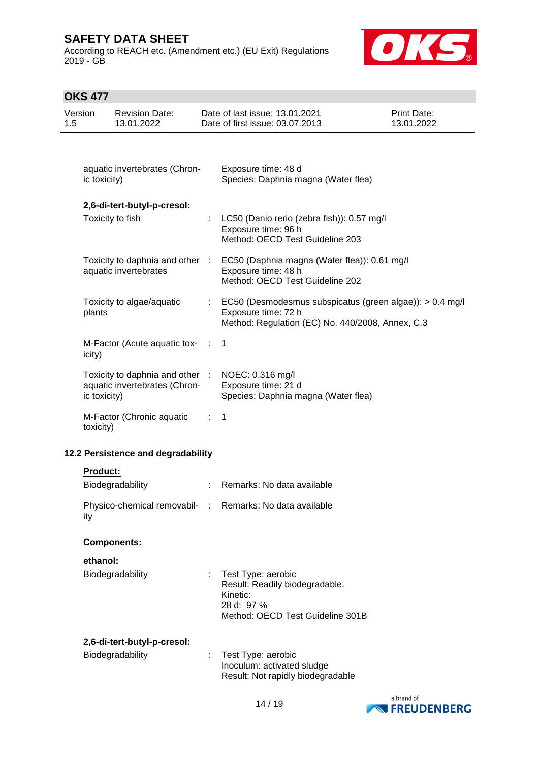| | | |
|---|---|---|
| aquatic invertebrates (Chronic toxicity) | | Exposure time: 48 d<br>Species: Daphnia magna (Water flea) |

**2,6-di-tert-butyl-p-cresol:**

| | | |
|---|---|---|
| Toxicity to fish | : | LC50 (Danio rerio (zebra fish)): 0.57 mg/l<br>Exposure time: 96 h<br>Method: OECD Test Guideline 203 |
| Toxicity to daphnia and other aquatic invertebrates | : | EC50 (Daphnia magna (Water flea)): 0.61 mg/l<br>Exposure time: 48 h<br>Method: OECD Test Guideline 202 |
| Toxicity to algae/aquatic plants | : | EC50 (Desmodesmus subspicatus (green algae)): > 0.4 mg/l<br>Exposure time: 72 h<br>Method: Regulation (EC) No. 440/2008, Annex, C.3 |
| M-Factor (Acute aquatic toxicity) | : | 1 |
| Toxicity to daphnia and other aquatic invertebrates (Chronic toxicity) | : | NOEC: 0.316 mg/l<br>Exposure time: 21 d<br>Species: Daphnia magna (Water flea) |
| M-Factor (Chronic aquatic toxicity) | : | 1 |

### 12.2 Persistence and degradability

**Product:**

| | | |
|---|---|---|
| Biodegradability | : | Remarks: No data available |
| Physico-chemical removability | : | Remarks: No data available |

**Components:**

**ethanol:**

| | | |
|---|---|---|
| Biodegradability | : | Test Type: aerobic<br>Result: Readily biodegradable.<br>Kinetic:<br>28 d: 97 %<br>Method: OECD Test Guideline 301B |

**2,6-di-tert-butyl-p-cresol:**

| | | |
|---|---|---|
| Biodegradability | : | Test Type: aerobic<br>Inoculum: activated sludge<br>Result: Not rapidly biodegradable |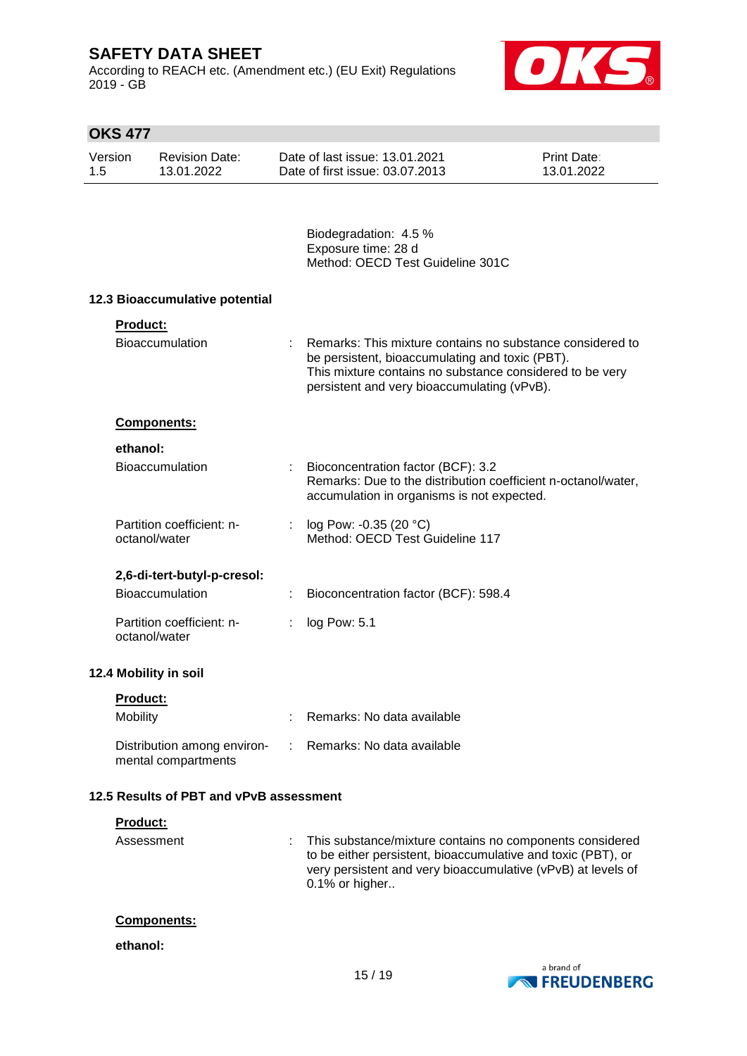Biodegradation: 4.5 %
Exposure time: 28 d
Method: OECD Test Guideline 301C

### 12.3 Bioaccumulative potential

**Product:**

| | |
|---|---|
| Bioaccumulation | : Remarks: This mixture contains no substance considered to be persistent, bioaccumulating and toxic (PBT). This mixture contains no substance considered to be very persistent and very bioaccumulating (vPvB). |

**Components:**

**ethanol:**

| | |
|---|---|
| Bioaccumulation | : Bioconcentration factor (BCF): 3.2<br>Remarks: Due to the distribution coefficient n-octanol/water, accumulation in organisms is not expected. |
| Partition coefficient: n-octanol/water | : log Pow: -0.35 (20 °C)<br>Method: OECD Test Guideline 117 |

**2,6-di-tert-butyl-p-cresol:**

| | |
|---|---|
| Bioaccumulation | : Bioconcentration factor (BCF): 598.4 |
| Partition coefficient: n-octanol/water | : log Pow: 5.1 |

### 12.4 Mobility in soil

**Product:**

| | |
|---|---|
| Mobility | : Remarks: No data available |
| Distribution among environmental compartments | : Remarks: No data available |

### 12.5 Results of PBT and vPvB assessment

**Product:**

| | |
|---|---|
| Assessment | : This substance/mixture contains no components considered to be either persistent, bioaccumulative and toxic (PBT), or very persistent and very bioaccumulative (vPvB) at levels of 0.1% or higher.. |

**Components:**

**ethanol:**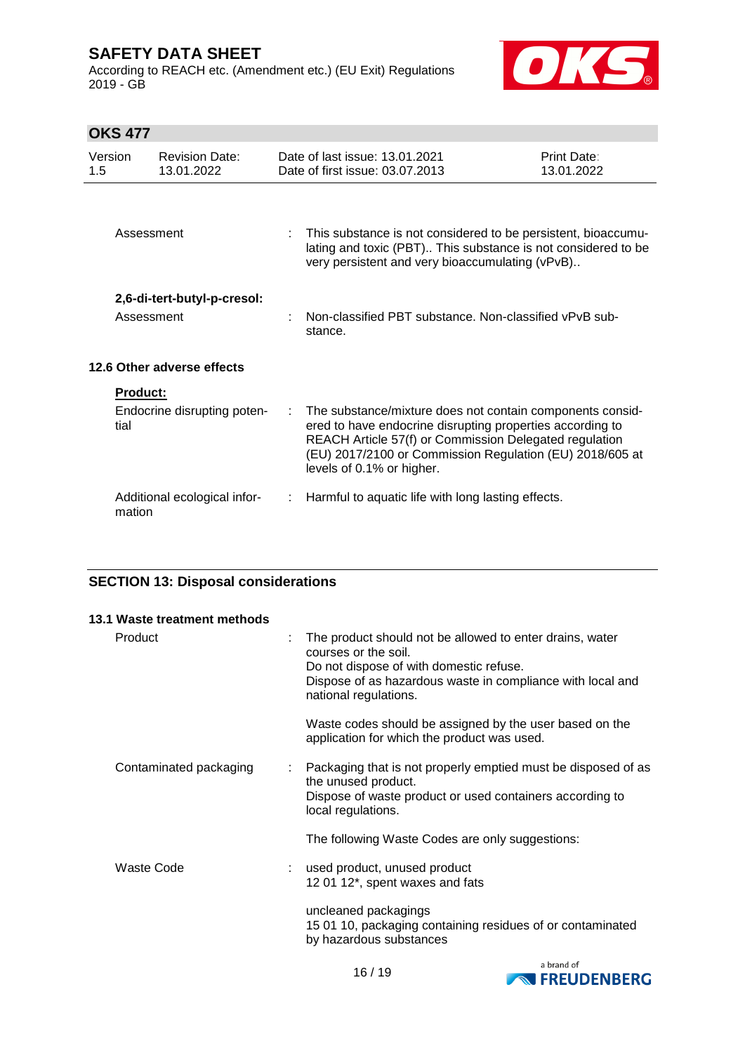| | | |
|---|---|---|
| Assessment | : | This substance is not considered to be persistent, bioaccumulating and toxic (PBT).. This substance is not considered to be very persistent and very bioaccumulating (vPvB).. |

**2,6-di-tert-butyl-p-cresol:**

| | | |
|---|---|---|
| Assessment | : | Non-classified PBT substance. Non-classified vPvB substance. |

### 12.6 Other adverse effects

**Product:**

| | | |
|---|---|---|
| Endocrine disrupting potential | : | The substance/mixture does not contain components considered to have endocrine disrupting properties according to REACH Article 57(f) or Commission Delegated regulation (EU) 2017/2100 or Commission Regulation (EU) 2018/605 at levels of 0.1% or higher. |
| Additional ecological information | : | Harmful to aquatic life with long lasting effects. |

## SECTION 13: Disposal considerations

### 13.1 Waste treatment methods

| | | |
|---|---|---|
| Product | : | The product should not be allowed to enter drains, water courses or the soil.<br>Do not dispose of with domestic refuse.<br>Dispose of as hazardous waste in compliance with local and national regulations.<br><br>Waste codes should be assigned by the user based on the application for which the product was used. |
| Contaminated packaging | : | Packaging that is not properly emptied must be disposed of as the unused product.<br>Dispose of waste product or used containers according to local regulations.<br><br>The following Waste Codes are only suggestions: |
| Waste Code | : | used product, unused product<br>12 01 12*, spent waxes and fats<br><br>uncleaned packagings<br>15 01 10, packaging containing residues of or contaminated by hazardous substances |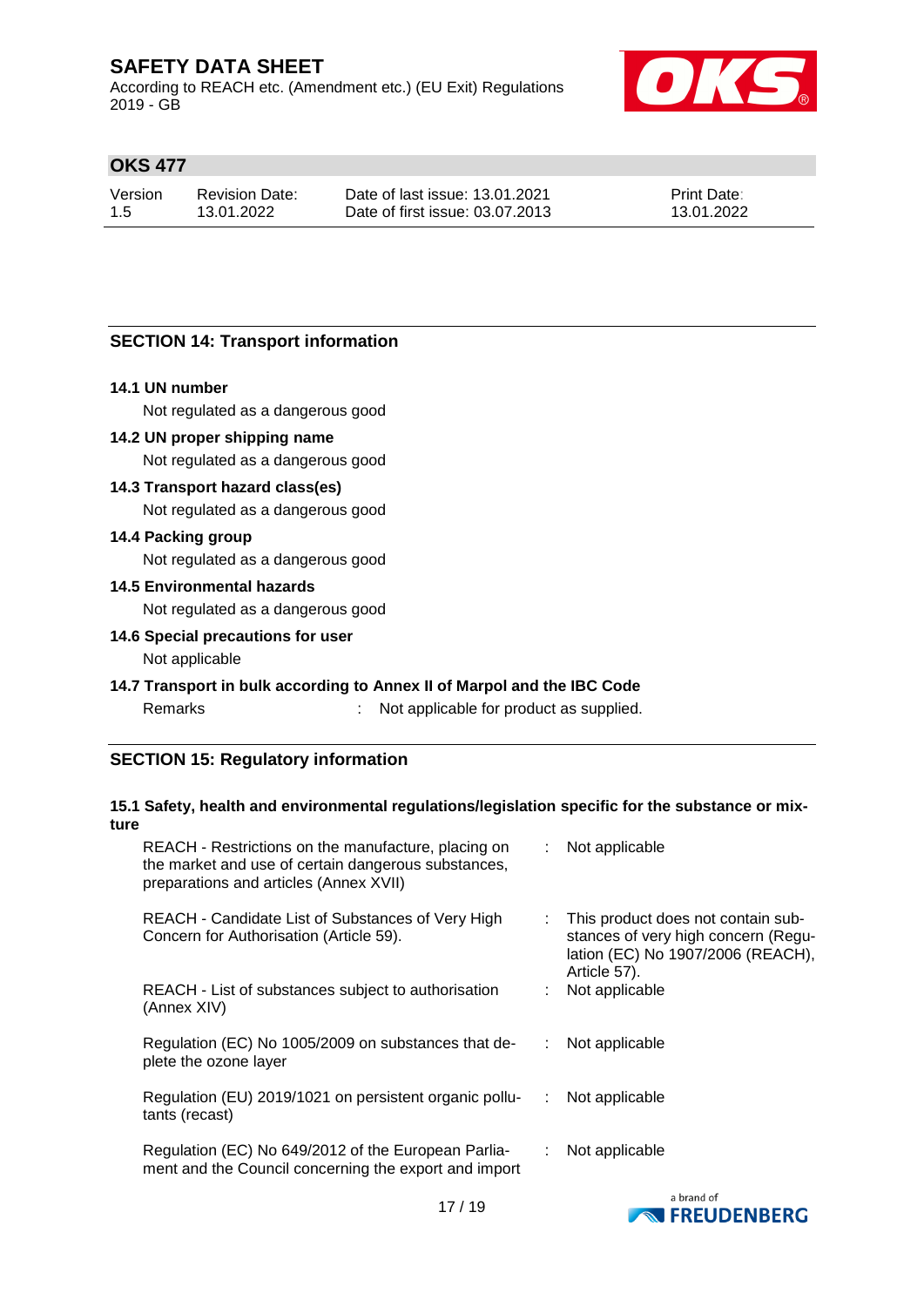## SECTION 14: Transport information

**14.1 UN number**

Not regulated as a dangerous good

**14.2 UN proper shipping name**

Not regulated as a dangerous good

**14.3 Transport hazard class(es)**

Not regulated as a dangerous good

**14.4 Packing group**

Not regulated as a dangerous good

**14.5 Environmental hazards**

Not regulated as a dangerous good

**14.6 Special precautions for user**

Not applicable

**14.7 Transport in bulk according to Annex II of Marpol and the IBC Code**

Remarks : Not applicable for product as supplied.

## SECTION 15: Regulatory information

**15.1 Safety, health and environmental regulations/legislation specific for the substance or mixture**

| | |
|---|---|
| REACH - Restrictions on the manufacture, placing on the market and use of certain dangerous substances, preparations and articles (Annex XVII) | : Not applicable |
| REACH - Candidate List of Substances of Very High Concern for Authorisation (Article 59). | : This product does not contain substances of very high concern (Regulation (EC) No 1907/2006 (REACH), Article 57). |
| REACH - List of substances subject to authorisation (Annex XIV) | : Not applicable |
| Regulation (EC) No 1005/2009 on substances that deplete the ozone layer | : Not applicable |
| Regulation (EU) 2019/1021 on persistent organic pollutants (recast) | : Not applicable |
| Regulation (EC) No 649/2012 of the European Parliament and the Council concerning the export and import | : Not applicable |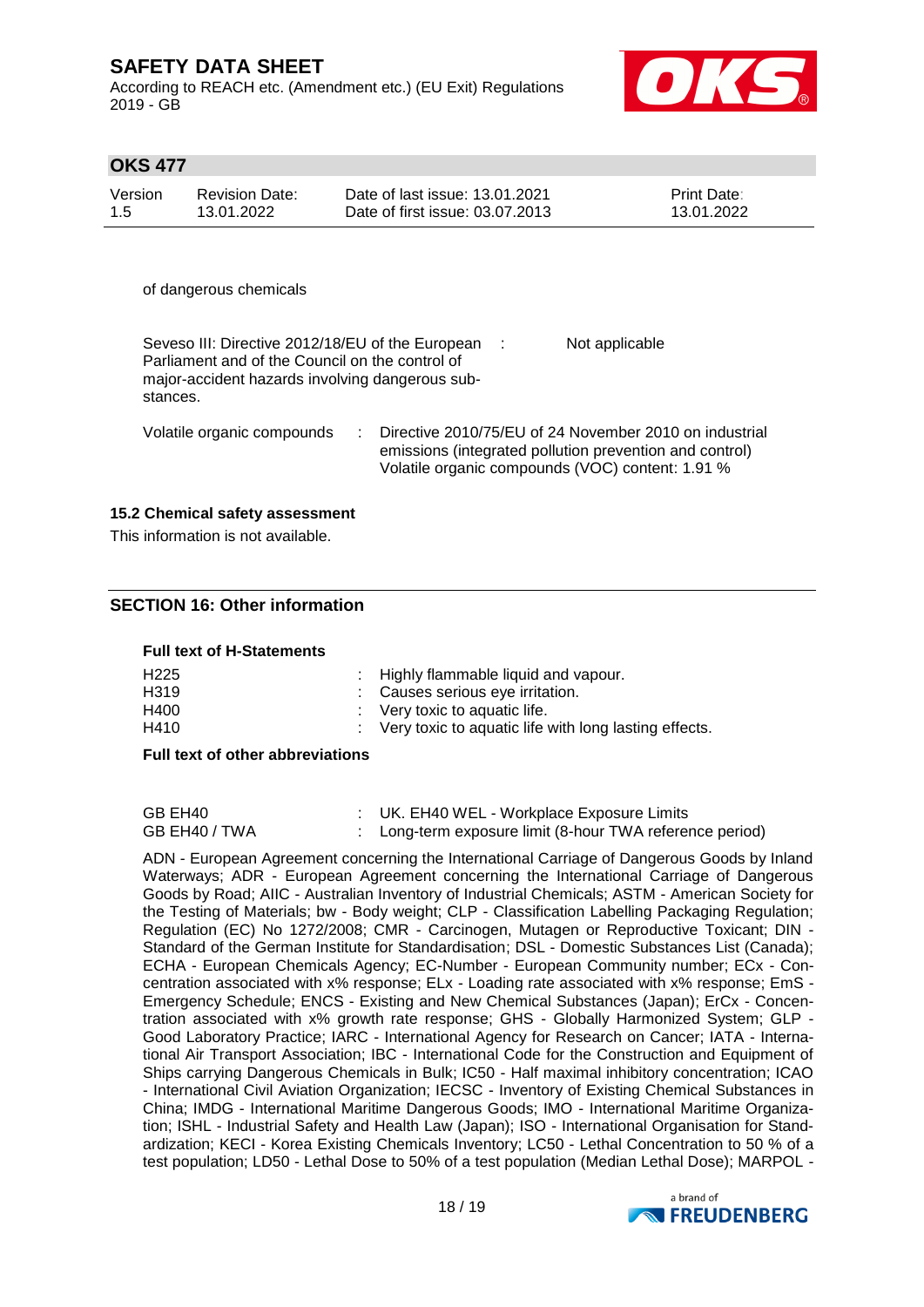of dangerous chemicals

Seveso III: Directive 2012/18/EU of the European Parliament and of the Council on the control of major-accident hazards involving dangerous substances. : Not applicable

Volatile organic compounds : Directive 2010/75/EU of 24 November 2010 on industrial emissions (integrated pollution prevention and control)
Volatile organic compounds (VOC) content: 1.91 %

### 15.2 Chemical safety assessment

This information is not available.

## SECTION 16: Other information

**Full text of H-Statements**

| | | |
|---|---|---|
| H225 | : | Highly flammable liquid and vapour. |
| H319 | : | Causes serious eye irritation. |
| H400 | : | Very toxic to aquatic life. |
| H410 | : | Very toxic to aquatic life with long lasting effects. |

**Full text of other abbreviations**

| | | |
|---|---|---|
| GB EH40 | : | UK. EH40 WEL - Workplace Exposure Limits |
| GB EH40 / TWA | : | Long-term exposure limit (8-hour TWA reference period) |

ADN - European Agreement concerning the International Carriage of Dangerous Goods by Inland Waterways; ADR - European Agreement concerning the International Carriage of Dangerous Goods by Road; AIIC - Australian Inventory of Industrial Chemicals; ASTM - American Society for the Testing of Materials; bw - Body weight; CLP - Classification Labelling Packaging Regulation; Regulation (EC) No 1272/2008; CMR - Carcinogen, Mutagen or Reproductive Toxicant; DIN - Standard of the German Institute for Standardisation; DSL - Domestic Substances List (Canada); ECHA - European Chemicals Agency; EC-Number - European Community number; ECx - Concentration associated with x% response; ELx - Loading rate associated with x% response; EmS - Emergency Schedule; ENCS - Existing and New Chemical Substances (Japan); ErCx - Concentration associated with x% growth rate response; GHS - Globally Harmonized System; GLP - Good Laboratory Practice; IARC - International Agency for Research on Cancer; IATA - International Air Transport Association; IBC - International Code for the Construction and Equipment of Ships carrying Dangerous Chemicals in Bulk; IC50 - Half maximal inhibitory concentration; ICAO - International Civil Aviation Organization; IECSC - Inventory of Existing Chemical Substances in China; IMDG - International Maritime Dangerous Goods; IMO - International Maritime Organization; ISHL - Industrial Safety and Health Law (Japan); ISO - International Organisation for Standardization; KECI - Korea Existing Chemicals Inventory; LC50 - Lethal Concentration to 50 % of a test population; LD50 - Lethal Dose to 50% of a test population (Median Lethal Dose); MARPOL -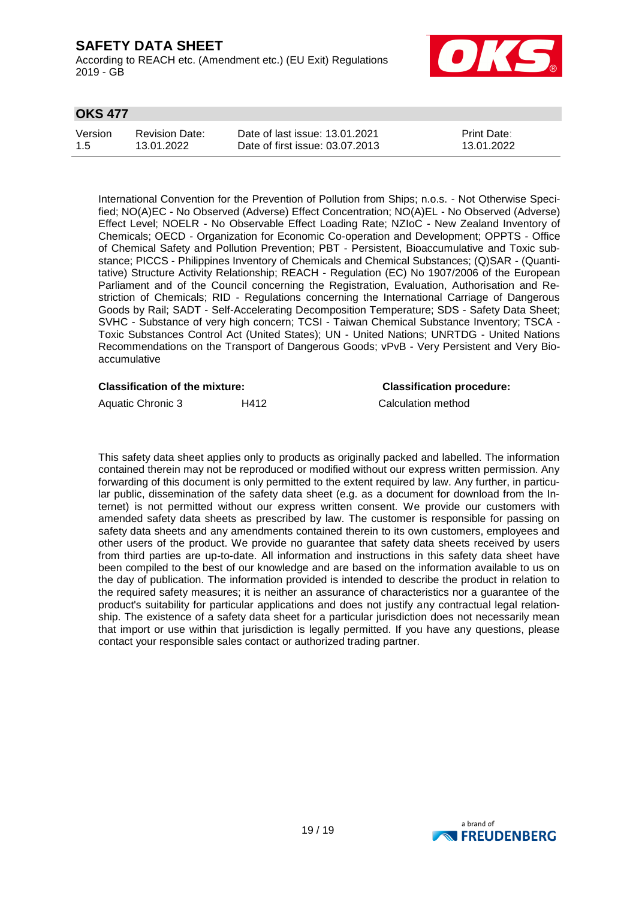International Convention for the Prevention of Pollution from Ships; n.o.s. - Not Otherwise Specified; NO(A)EC - No Observed (Adverse) Effect Concentration; NO(A)EL - No Observed (Adverse) Effect Level; NOELR - No Observable Effect Loading Rate; NZIoC - New Zealand Inventory of Chemicals; OECD - Organization for Economic Co-operation and Development; OPPTS - Office of Chemical Safety and Pollution Prevention; PBT - Persistent, Bioaccumulative and Toxic substance; PICCS - Philippines Inventory of Chemicals and Chemical Substances; (Q)SAR - (Quantitative) Structure Activity Relationship; REACH - Regulation (EC) No 1907/2006 of the European Parliament and of the Council concerning the Registration, Evaluation, Authorisation and Restriction of Chemicals; RID - Regulations concerning the International Carriage of Dangerous Goods by Rail; SADT - Self-Accelerating Decomposition Temperature; SDS - Safety Data Sheet; SVHC - Substance of very high concern; TCSI - Taiwan Chemical Substance Inventory; TSCA - Toxic Substances Control Act (United States); UN - United Nations; UNRTDG - United Nations Recommendations on the Transport of Dangerous Goods; vPvB - Very Persistent and Very Bioaccumulative

| **Classification of the mixture:** | | **Classification procedure:** |
|---|---|---|
| Aquatic Chronic 3 | H412 | Calculation method |

This safety data sheet applies only to products as originally packed and labelled. The information contained therein may not be reproduced or modified without our express written permission. Any forwarding of this document is only permitted to the extent required by law. Any further, in particular public, dissemination of the safety data sheet (e.g. as a document for download from the Internet) is not permitted without our express written consent. We provide our customers with amended safety data sheets as prescribed by law. The customer is responsible for passing on safety data sheets and any amendments contained therein to its own customers, employees and other users of the product. We provide no guarantee that safety data sheets received by users from third parties are up-to-date. All information and instructions in this safety data sheet have been compiled to the best of our knowledge and are based on the information available to us on the day of publication. The information provided is intended to describe the product in relation to the required safety measures; it is neither an assurance of characteristics nor a guarantee of the product's suitability for particular applications and does not justify any contractual legal relationship. The existence of a safety data sheet for a particular jurisdiction does not necessarily mean that import or use within that jurisdiction is legally permitted. If you have any questions, please contact your responsible sales contact or authorized trading partner.